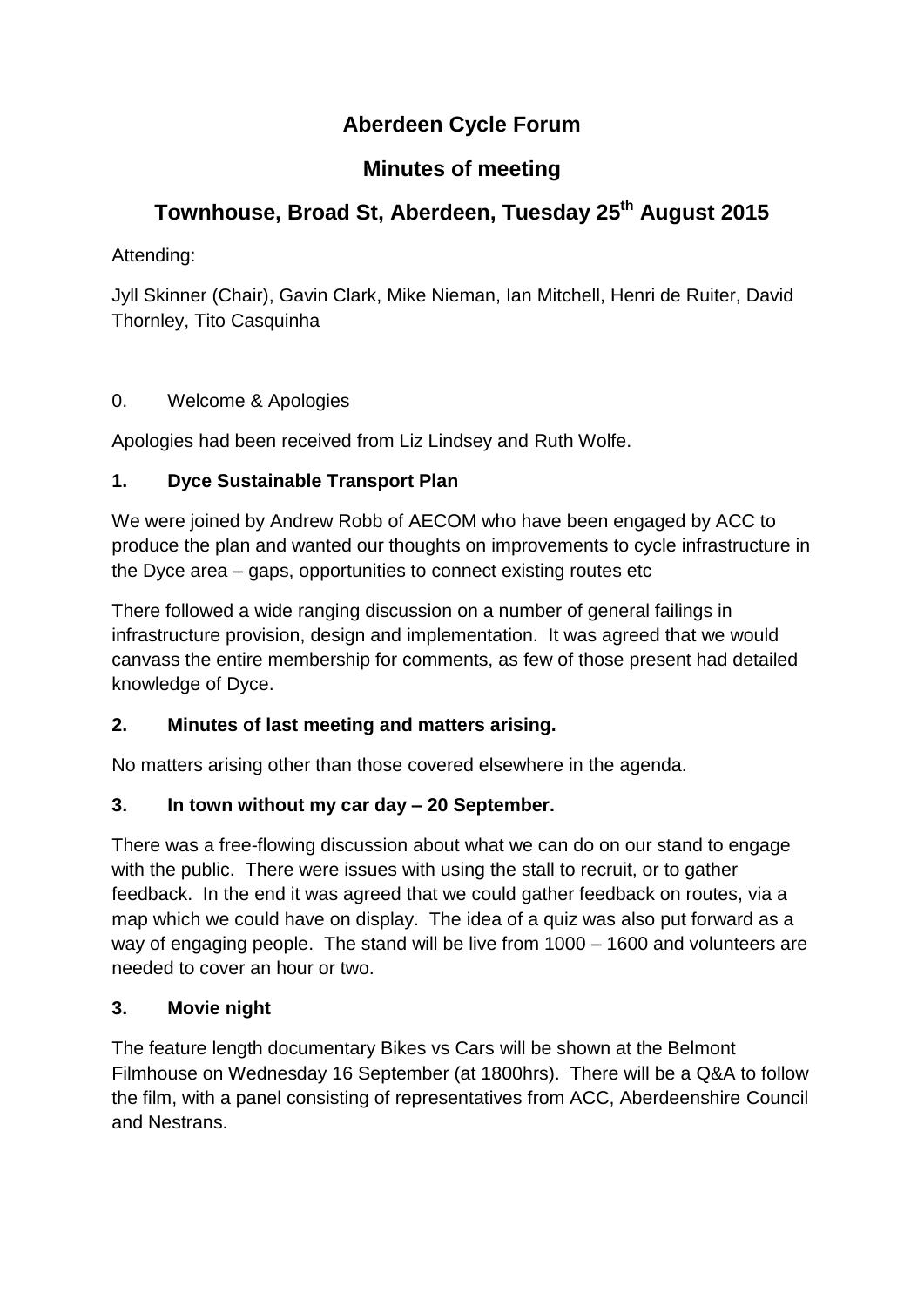# Aberdeen Cycle Forum

## Minutes of meeting

## Townhouse, Broad St, Aberdeen, Tuesday 25th August 2015

Attending:

Jyll Skinner (Chair), Gavin Clark, Mike Nieman, Ian Mitchell, Henri de Ruiter, David Thornley, Tito Casquinha

0. Welcome & Apologies

Apologies had been received from Liz Lindsey and Ruth Wolfe.

### 1. Dyce Sustainable Transport Plan

We were joined by Andrew Robb of AECOM who have been engaged by ACC to produce the plan and wanted our thoughts on improvements to cycle infrastructure in the Dyce area – gaps, opportunities to connect existing routes etc

There followed a wide ranging discussion on a number of general failings in infrastructure provision, design and implementation. It was agreed that we would canvass the entire membership for comments, as few of those present had detailed knowledge of Dyce.

### 2. Minutes of last meeting and matters arising.

No matters arising other than those covered elsewhere in the agenda.

### 3. In town without my car day – 20 September.

There was a free-flowing discussion about what we can do on our stand to engage with the public. There were issues with using the stall to recruit, or to gather feedback. In the end it was agreed that we could gather feedback on routes, via a map which we could have on display. The idea of a quiz was also put forward as a way of engaging people. The stand will be live from 1000 – 1600 and volunteers are needed to cover an hour or two.

### 3. Movie night

The feature length documentary Bikes vs Cars will be shown at the Belmont Filmhouse on Wednesday 16 September (at 1800hrs). There will be a Q&A to follow the film, with a panel consisting of representatives from ACC, Aberdeenshire Council and Nestrans.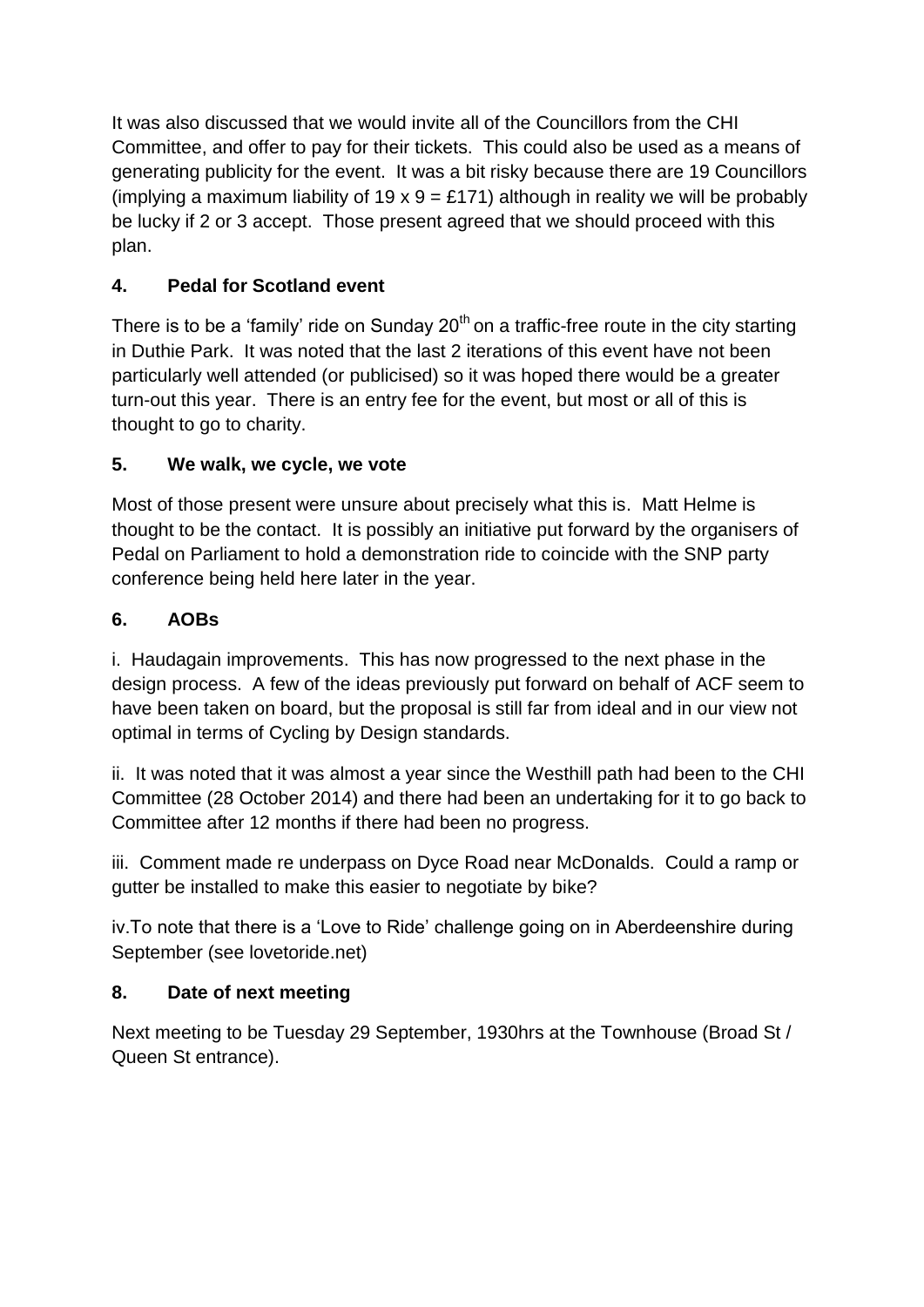It was also discussed that we would invite all of the Councillors from the CHI Committee, and offer to pay for their tickets. This could also be used as a means of generating publicity for the event. It was a bit risky because there are 19 Councillors (implying a maximum liability of 19 x 9 = £171) although in reality we will be probably be lucky if 2 or 3 accept. Those present agreed that we should proceed with this plan.

## 4. Pedal for Scotland event

There is to be a 'family' ride on Sunday 20th on a traffic-free route in the city starting in Duthie Park. It was noted that the last 2 iterations of this event have not been particularly well attended (or publicised) so it was hoped there would be a greater turn-out this year. There is an entry fee for the event, but most or all of this is thought to go to charity.

## 5. We walk, we cycle, we vote

Most of those present were unsure about precisely what this is. Matt Helme is thought to be the contact. It is possibly an initiative put forward by the organisers of Pedal on Parliament to hold a demonstration ride to coincide with the SNP party conference being held here later in the year.

## 6. AOBs

i. Haudagain improvements. This has now progressed to the next phase in the design process. A few of the ideas previously put forward on behalf of ACF seem to have been taken on board, but the proposal is still far from ideal and in our view not optimal in terms of Cycling by Design standards.

ii. It was noted that it was almost a year since the Westhill path had been to the CHI Committee (28 October 2014) and there had been an undertaking for it to go back to Committee after 12 months if there had been no progress.

iii. Comment made re underpass on Dyce Road near McDonalds. Could a ramp or gutter be installed to make this easier to negotiate by bike?

iv.To note that there is a 'Love to Ride' challenge going on in Aberdeenshire during September (see lovetoride.net)

## 8. Date of next meeting

Next meeting to be Tuesday 29 September, 1930hrs at the Townhouse (Broad St / Queen St entrance).